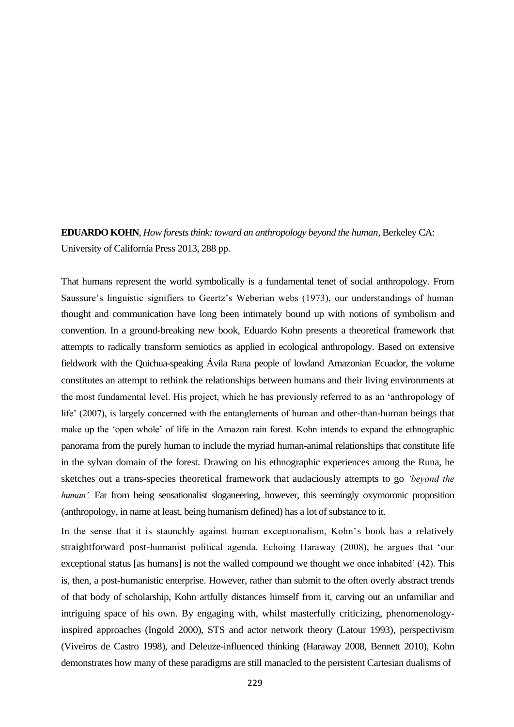**EDUARDO KOHN**, *How forests think: toward an anthropology beyond the human*, Berkeley CA: University of California Press 2013, 288 pp.

That humans represent the world symbolically is a fundamental tenet of social anthropology. From Saussure's linguistic signifiers to Geertz's Weberian webs (1973), our understandings of human thought and communication have long been intimately bound up with notions of symbolism and convention. In a ground-breaking new book, Eduardo Kohn presents a theoretical framework that attempts to radically transform semiotics as applied in ecological anthropology. Based on extensive fieldwork with the Quichua-speaking Ávila Runa people of lowland Amazonian Ecuador, the volume constitutes an attempt to rethink the relationships between humans and their living environments at the most fundamental level. His project, which he has previously referred to as an 'anthropology of life' (2007), is largely concerned with the entanglements of human and other-than-human beings that make up the 'open whole' of life in the Amazon rain forest. Kohn intends to expand the ethnographic panorama from the purely human to include the myriad human-animal relationships that constitute life in the sylvan domain of the forest. Drawing on his ethnographic experiences among the Runa, he sketches out a trans-species theoretical framework that audaciously attempts to go *'beyond the human'.* Far from being sensationalist sloganeering, however, this seemingly oxymoronic proposition (anthropology, in name at least, being humanism defined) has a lot of substance to it.

In the sense that it is staunchly against human exceptionalism, Kohn's book has a relatively straightforward post-humanist political agenda. Echoing Haraway (2008), he argues that 'our exceptional status [as humans] is not the walled compound we thought we once inhabited' (42). This is, then, a post-humanistic enterprise. However, rather than submit to the often overly abstract trends of that body of scholarship, Kohn artfully distances himself from it, carving out an unfamiliar and intriguing space of his own. By engaging with, whilst masterfully criticizing, phenomenology-inspired approaches (Ingold 2000), STS and actor network theory (Latour 1993), perspectivism (Viveiros de Castro 1998), and Deleuze-influenced thinking (Haraway 2008, Bennett 2010), Kohn demonstrates how many of these paradigms are still manacled to the persistent Cartesian dualisms of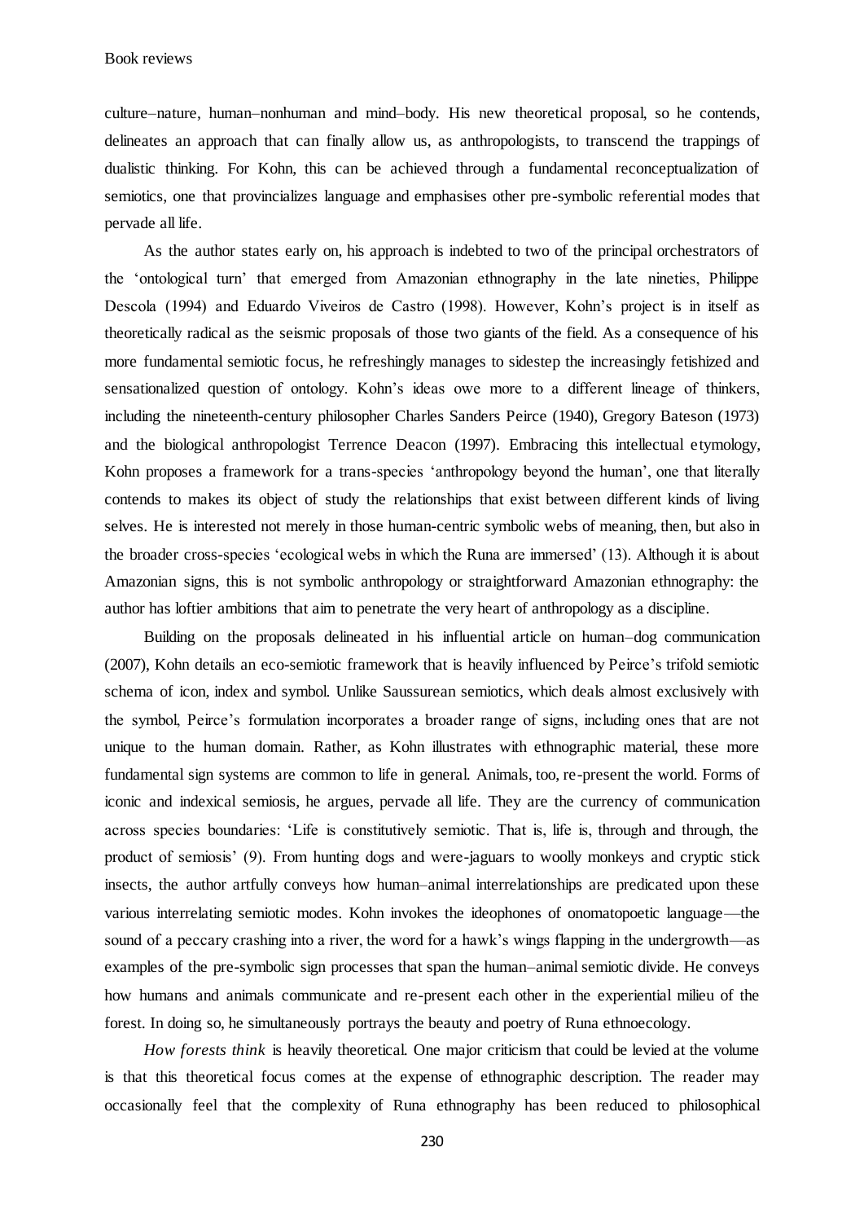culture–nature, human–nonhuman and mind–body. His new theoretical proposal, so he contends, delineates an approach that can finally allow us, as anthropologists, to transcend the trappings of dualistic thinking. For Kohn, this can be achieved through a fundamental reconceptualization of semiotics, one that provincializes language and emphasises other pre-symbolic referential modes that pervade all life.

As the author states early on, his approach is indebted to two of the principal orchestrators of the 'ontological turn' that emerged from Amazonian ethnography in the late nineties, Philippe Descola (1994) and Eduardo Viveiros de Castro (1998). However, Kohn's project is in itself as theoretically radical as the seismic proposals of those two giants of the field. As a consequence of his more fundamental semiotic focus, he refreshingly manages to sidestep the increasingly fetishized and sensationalized question of ontology. Kohn's ideas owe more to a different lineage of thinkers, including the nineteenth-century philosopher Charles Sanders Peirce (1940), Gregory Bateson (1973) and the biological anthropologist Terrence Deacon (1997). Embracing this intellectual etymology, Kohn proposes a framework for a trans-species 'anthropology beyond the human', one that literally contends to makes its object of study the relationships that exist between different kinds of living selves. He is interested not merely in those human-centric symbolic webs of meaning, then, but also in the broader cross-species 'ecological webs in which the Runa are immersed' (13). Although it is about Amazonian signs, this is not symbolic anthropology or straightforward Amazonian ethnography: the author has loftier ambitions that aim to penetrate the very heart of anthropology as a discipline.

Building on the proposals delineated in his influential article on human–dog communication (2007), Kohn details an eco-semiotic framework that is heavily influenced by Peirce's trifold semiotic schema of icon, index and symbol. Unlike Saussurean semiotics, which deals almost exclusively with the symbol, Peirce's formulation incorporates a broader range of signs, including ones that are not unique to the human domain. Rather, as Kohn illustrates with ethnographic material, these more fundamental sign systems are common to life in general. Animals, too, re-present the world. Forms of iconic and indexical semiosis, he argues, pervade all life. They are the currency of communication across species boundaries: 'Life is constitutively semiotic. That is, life is, through and through, the product of semiosis' (9). From hunting dogs and were-jaguars to woolly monkeys and cryptic stick insects, the author artfully conveys how human–animal interrelationships are predicated upon these various interrelating semiotic modes. Kohn invokes the ideophones of onomatopoetic language—the sound of a peccary crashing into a river, the word for a hawk's wings flapping in the undergrowth—as examples of the pre-symbolic sign processes that span the human–animal semiotic divide. He conveys how humans and animals communicate and re-present each other in the experiential milieu of the forest. In doing so, he simultaneously portrays the beauty and poetry of Runa ethnoecology.

*How forests think* is heavily theoretical. One major criticism that could be levied at the volume is that this theoretical focus comes at the expense of ethnographic description. The reader may occasionally feel that the complexity of Runa ethnography has been reduced to philosophical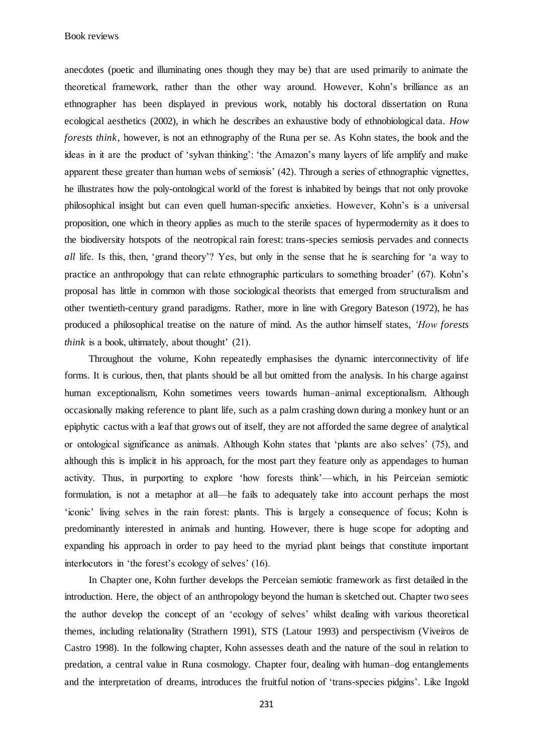anecdotes (poetic and illuminating ones though they may be) that are used primarily to animate the theoretical framework, rather than the other way around. However, Kohn's brilliance as an ethnographer has been displayed in previous work, notably his doctoral dissertation on Runa ecological aesthetics (2002), in which he describes an exhaustive body of ethnobiological data. *How forests think*, however, is not an ethnography of the Runa per se. As Kohn states, the book and the ideas in it are the product of 'sylvan thinking': 'the Amazon's many layers of life amplify and make apparent these greater than human webs of semiosis' (42). Through a series of ethnographic vignettes, he illustrates how the poly-ontological world of the forest is inhabited by beings that not only provoke philosophical insight but can even quell human-specific anxieties. However, Kohn's is a universal proposition, one which in theory applies as much to the sterile spaces of hypermodernity as it does to the biodiversity hotspots of the neotropical rain forest: trans-species semiosis pervades and connects *all* life. Is this, then, 'grand theory'? Yes, but only in the sense that he is searching for 'a way to practice an anthropology that can relate ethnographic particulars to something broader' (67). Kohn's proposal has little in common with those sociological theorists that emerged from structuralism and other twentieth-century grand paradigms. Rather, more in line with Gregory Bateson (1972), he has produced a philosophical treatise on the nature of mind. As the author himself states, *'How forests think* is a book, ultimately, about thought' (21).

Throughout the volume, Kohn repeatedly emphasises the dynamic interconnectivity of life forms. It is curious, then, that plants should be all but omitted from the analysis. In his charge against human exceptionalism, Kohn sometimes veers towards human–animal exceptionalism. Although occasionally making reference to plant life, such as a palm crashing down during a monkey hunt or an epiphytic cactus with a leaf that grows out of itself, they are not afforded the same degree of analytical or ontological significance as animals. Although Kohn states that 'plants are also selves' (75), and although this is implicit in his approach, for the most part they feature only as appendages to human activity. Thus, in purporting to explore 'how forests think'—which, in his Peircean semiotic formulation, is not a metaphor at all—he fails to adequately take into account perhaps the most 'iconic' living selves in the rain forest: plants. This is largely a consequence of focus; Kohn is predominantly interested in animals and hunting. However, there is huge scope for adopting and expanding his approach in order to pay heed to the myriad plant beings that constitute important interlocutors in 'the forest's ecology of selves' (16).

In Chapter one, Kohn further develops the Perceian semiotic framework as first detailed in the introduction. Here, the object of an anthropology beyond the human is sketched out. Chapter two sees the author develop the concept of an 'ecology of selves' whilst dealing with various theoretical themes, including relationality (Strathern 1991), STS (Latour 1993) and perspectivism (Viveiros de Castro 1998). In the following chapter, Kohn assesses death and the nature of the soul in relation to predation, a central value in Runa cosmology. Chapter four, dealing with human–dog entanglements and the interpretation of dreams, introduces the fruitful notion of 'trans-species pidgins'. Like Ingold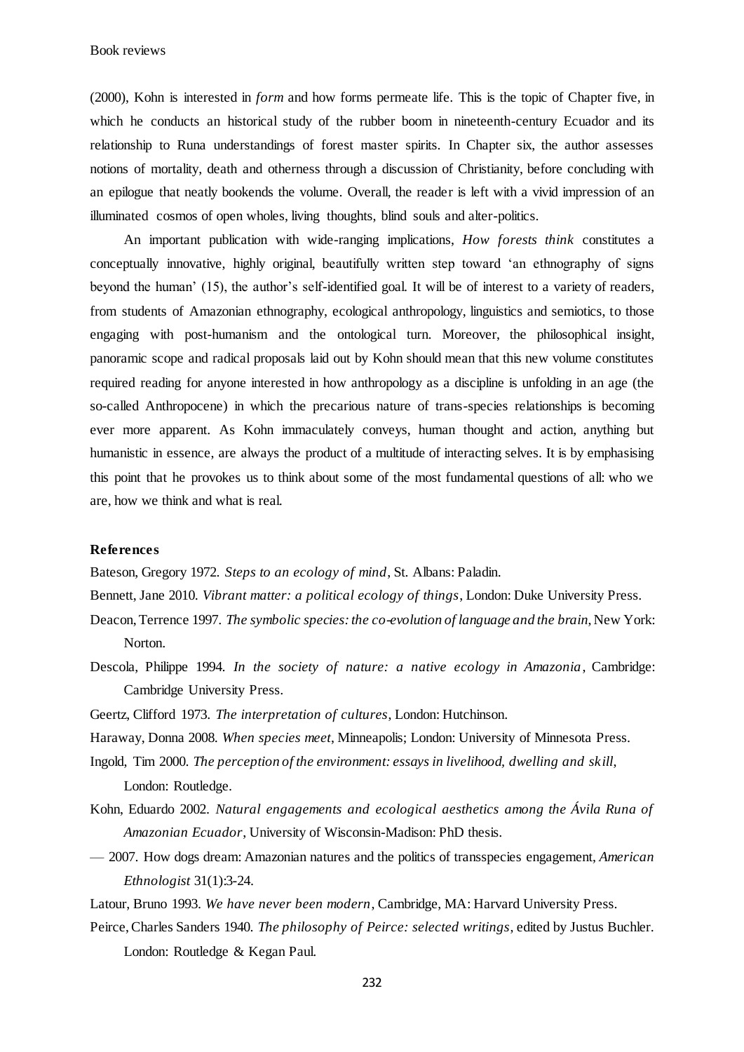(2000), Kohn is interested in *form* and how forms permeate life. This is the topic of Chapter five, in which he conducts an historical study of the rubber boom in nineteenth-century Ecuador and its relationship to Runa understandings of forest master spirits. In Chapter six, the author assesses notions of mortality, death and otherness through a discussion of Christianity, before concluding with an epilogue that neatly bookends the volume. Overall, the reader is left with a vivid impression of an illuminated cosmos of open wholes, living thoughts, blind souls and alter-politics.

An important publication with wide-ranging implications, *How forests think* constitutes a conceptually innovative, highly original, beautifully written step toward 'an ethnography of signs beyond the human' (15), the author's self-identified goal. It will be of interest to a variety of readers, from students of Amazonian ethnography, ecological anthropology, linguistics and semiotics, to those engaging with post-humanism and the ontological turn. Moreover, the philosophical insight, panoramic scope and radical proposals laid out by Kohn should mean that this new volume constitutes required reading for anyone interested in how anthropology as a discipline is unfolding in an age (the so-called Anthropocene) in which the precarious nature of trans-species relationships is becoming ever more apparent. As Kohn immaculately conveys, human thought and action, anything but humanistic in essence, are always the product of a multitude of interacting selves. It is by emphasising this point that he provokes us to think about some of the most fundamental questions of all: who we are, how we think and what is real.

### References

Bateson, Gregory 1972. *Steps to an ecology of mind*, St. Albans: Paladin.

Bennett, Jane 2010. *Vibrant matter: a political ecology of things*, London: Duke University Press.

Deacon, Terrence 1997. *The symbolic species: the co-evolution of language and the brain*, New York: Norton.

Descola, Philippe 1994. *In the society of nature: a native ecology in Amazonia*, Cambridge: Cambridge University Press.

Geertz, Clifford 1973. *The interpretation of cultures*, London: Hutchinson.

Haraway, Donna 2008. *When species meet*, Minneapolis; London: University of Minnesota Press.

Ingold, Tim 2000. *The perception of the environment: essays in livelihood, dwelling and skill*, London: Routledge.

Kohn, Eduardo 2002. *Natural engagements and ecological aesthetics among the Ávila Runa of Amazonian Ecuador*, University of Wisconsin-Madison: PhD thesis.

— 2007. How dogs dream: Amazonian natures and the politics of transspecies engagement, *American Ethnologist* 31(1):3-24.

Latour, Bruno 1993. *We have never been modern*, Cambridge, MA: Harvard University Press.

Peirce, Charles Sanders 1940. *The philosophy of Peirce: selected writings*, edited by Justus Buchler. London: Routledge & Kegan Paul.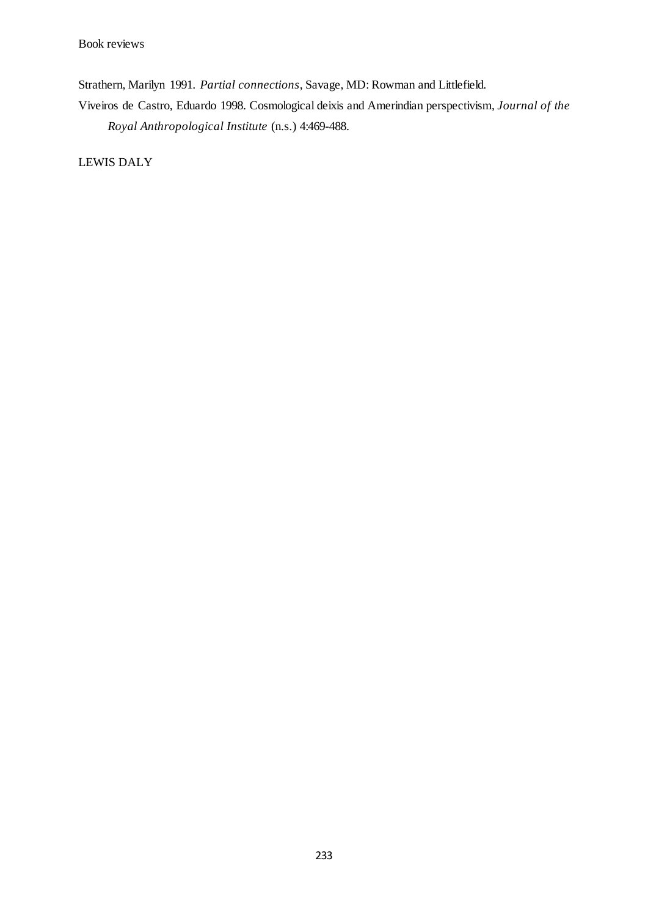Strathern, Marilyn 1991. *Partial connections*, Savage, MD: Rowman and Littlefield.

Viveiros de Castro, Eduardo 1998. Cosmological deixis and Amerindian perspectivism, *Journal of the Royal Anthropological Institute* (n.s.) 4:469-488.

LEWIS DALY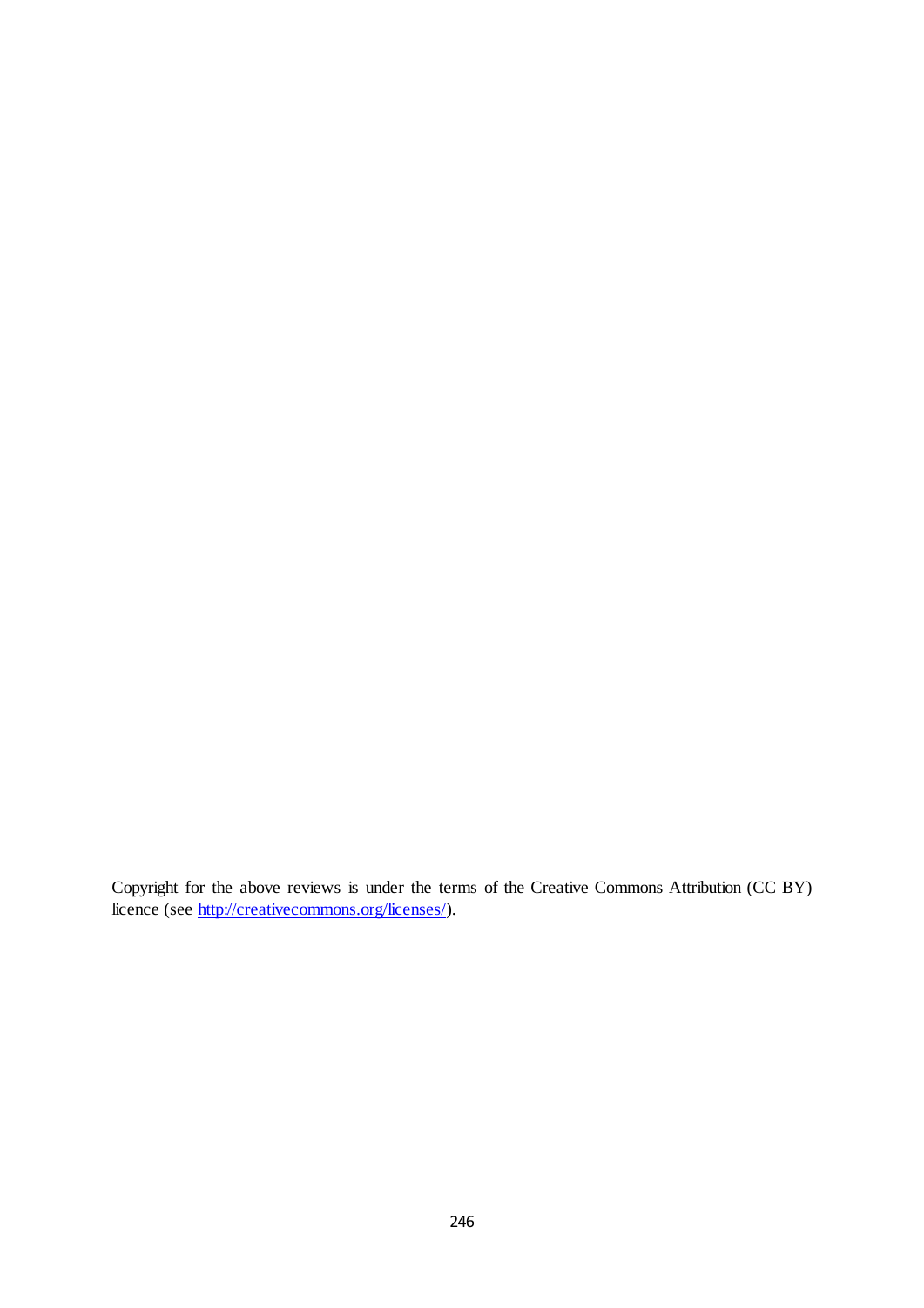Copyright for the above reviews is under the terms of the Creative Commons Attribution (CC BY) licence (see http://creativecommons.org/licenses/).